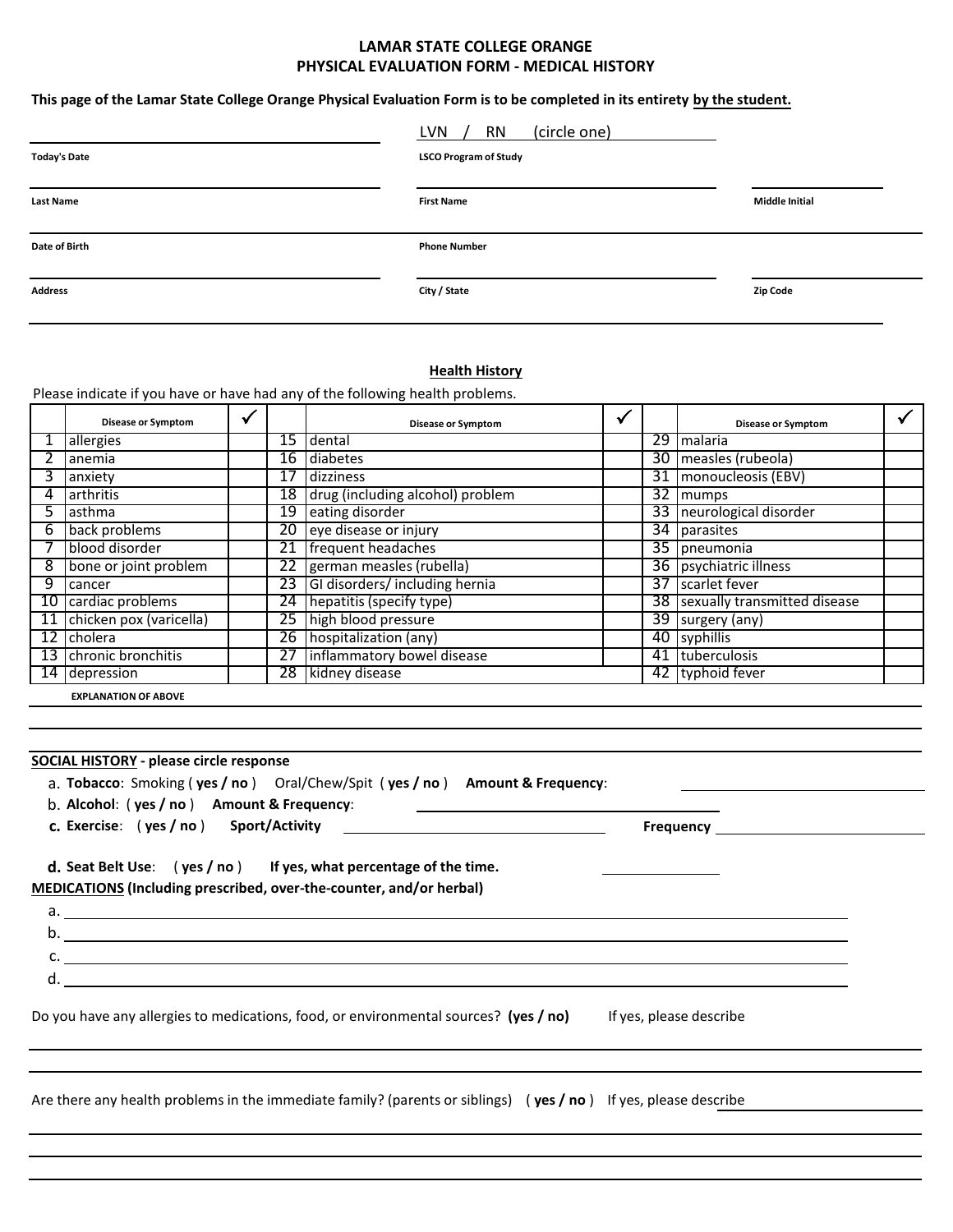# LAMAR STATE COLLEGE ORANGE
## PHYSICAL EVALUATION FORM - MEDICAL HISTORY

**This page of the Lamar State College Orange Physical Evaluation Form is to be completed in its entirety by the student.**

| | | |
|---|---|---|
| **Today's Date** | LVN / RN (circle one) **LSCO Program of Study** | |
| **Last Name** | **First Name** | **Middle Initial** |
| **Date of Birth** | **Phone Number** | |
| **Address** | **City / State** | **Zip Code** |

### Health History

Please indicate if you have or have had any of the following health problems.

| | Disease or Symptom | ✓ | | Disease or Symptom | ✓ | | Disease or Symptom | ✓ |
|---|---|---|---|---|---|---|---|---|
| 1 | allergies | | 15 | dental | | 29 | malaria | |
| 2 | anemia | | 16 | diabetes | | 30 | measles (rubeola) | |
| 3 | anxiety | | 17 | dizziness | | 31 | monoucleosis (EBV) | |
| 4 | arthritis | | 18 | drug (including alcohol) problem | | 32 | mumps | |
| 5 | asthma | | 19 | eating disorder | | 33 | neurological disorder | |
| 6 | back problems | | 20 | eye disease or injury | | 34 | parasites | |
| 7 | blood disorder | | 21 | frequent headaches | | 35 | pneumonia | |
| 8 | bone or joint problem | | 22 | german measles (rubella) | | 36 | psychiatric illness | |
| 9 | cancer | | 23 | GI disorders/ including hernia | | 37 | scarlet fever | |
| 10 | cardiac problems | | 24 | hepatitis (specify type) | | 38 | sexually transmitted disease | |
| 11 | chicken pox (varicella) | | 25 | high blood pressure | | 39 | surgery (any) | |
| 12 | cholera | | 26 | hospitalization (any) | | 40 | syphillis | |
| 13 | chronic bronchitis | | 27 | inflammatory bowel disease | | 41 | tuberculosis | |
| 14 | depression | | 28 | kidney disease | | 42 | typhoid fever | |

**EXPLANATION OF ABOVE**

**SOCIAL HISTORY - please circle response**

a. **Tobacco**: Smoking ( **yes / no** ) Oral/Chew/Spit ( **yes / no** ) **Amount & Frequency**: ______

b. **Alcohol**: ( **yes / no** ) **Amount & Frequency**: ______

c. **Exercise**: ( **yes / no** ) **Sport/Activity** ______ **Frequency** ______

d. **Seat Belt Use**: ( **yes / no** ) **If yes, what percentage of the time.** ______

**MEDICATIONS (Including prescribed, over-the-counter, and/or herbal)**

a. ______

b. ______

c. ______

d. ______

Do you have any allergies to medications, food, or environmental sources? **(yes / no)** If yes, please describe

Are there any health problems in the immediate family? (parents or siblings) ( **yes / no** ) If yes, please describe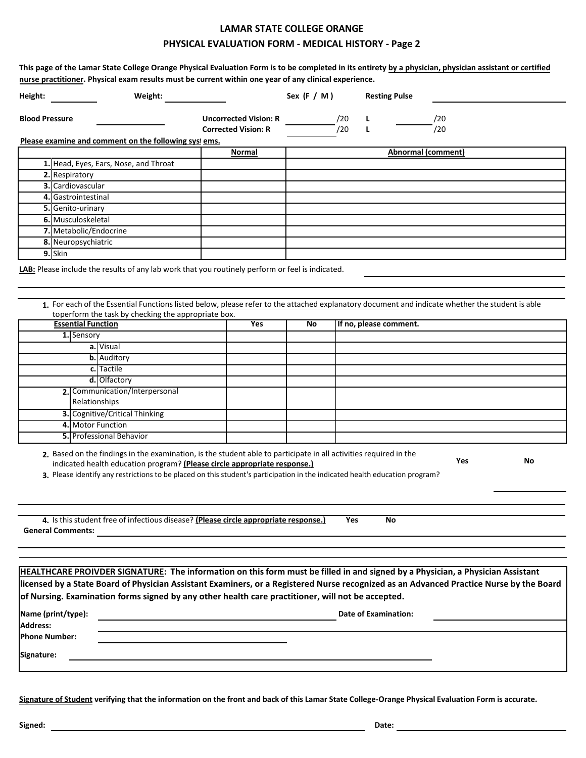# LAMAR STATE COLLEGE ORANGE

## PHYSICAL EVALUATION FORM - MEDICAL HISTORY - Page 2

**This page of the Lamar State College Orange Physical Evaluation Form is to be completed in its entirety by a physician, physician assistant or certified nurse practitioner. Physical exam results must be current within one year of any clinical experience.**

**Height:** ________ **Weight:** ________ **Sex (F / M)** **Resting Pulse** ________

**Blood Pressure** ________ **Uncorrected Vision: R** ______ /20 **L** ______ /20

**Corrected Vision: R** ______ /20 **L** ______ /20

**Please examine and comment on the following syst ems.**

| | | Normal | Abnormal (comment) |
|---|---|---|---|
| **1.** | Head, Eyes, Ears, Nose, and Throat | | |
| **2.** | Respiratory | | |
| **3.** | Cardiovascular | | |
| **4.** | Gastrointestinal | | |
| **5.** | Genito-urinary | | |
| **6.** | Musculoskeletal | | |
| **7.** | Metabolic/Endocrine | | |
| **8.** | Neuropsychiatric | | |
| **9.** | Skin | | |

**LAB:** Please include the results of any lab work that you routinely perform or feel is indicated. ________

**1.** For each of the Essential Functions listed below, please refer to the attached explanatory document and indicate whether the student is able toperform the task by checking the appropriate box.

| Essential Function | | Yes | No | If no, please comment. |
|---|---|---|---|---|
| **1.** | Sensory | | | |
| **a.** | Visual | | | |
| **b.** | Auditory | | | |
| **c.** | Tactile | | | |
| **d.** | Olfactory | | | |
| **2.** | Communication/Interpersonal Relationships | | | |
| **3.** | Cognitive/Critical Thinking | | | |
| **4.** | Motor Function | | | |
| **5.** | Professional Behavior | | | |

**2.** Based on the findings in the examination, is the student able to participate in all activities required in the indicated health education program? **(Please circle appropriate response.)** **Yes** **No**

**3.** Please identify any restrictions to be placed on this student's participation in the indicated health education program? ________

**4.** Is this student free of infectious disease? **(Please circle appropriate response.)** **Yes** **No**

**General Comments:** ________

**HEALTHCARE PROIVDER SIGNATURE: The information on this form must be filled in and signed by a Physician, a Physician Assistant licensed by a State Board of Physician Assistant Examiners, or a Registered Nurse recognized as an Advanced Practice Nurse by the Board of Nursing. Examination forms signed by any other health care practitioner, will not be accepted.**

**Name (print/type):** ________ **Date of Examination:** ________

**Address:** ________

**Phone Number:** ________

**Signature:** ________

**Signature of Student verifying that the information on the front and back of this Lamar State College-Orange Physical Evaluation Form is accurate.**

**Signed:** ________ **Date:** ________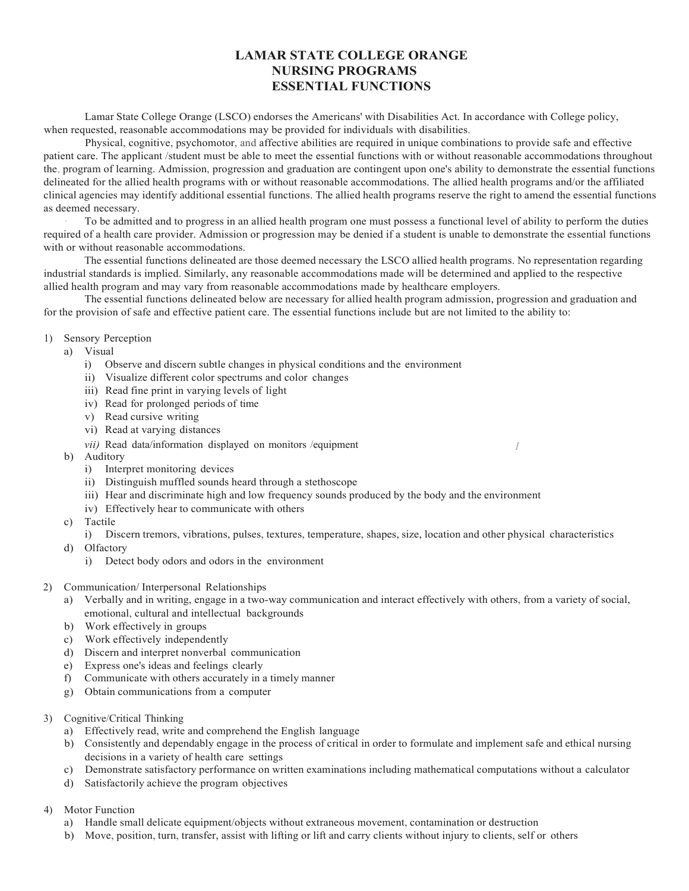# LAMAR STATE COLLEGE ORANGE
# NURSING PROGRAMS
# ESSENTIAL FUNCTIONS

Lamar State College Orange (LSCO) endorses the Americans' with Disabilities Act. In accordance with College policy, when requested, reasonable accommodations may be provided for individuals with disabilities.

Physical, cognitive, psychomotor, and affective abilities are required in unique combinations to provide safe and effective patient care. The applicant /student must be able to meet the essential functions with or without reasonable accommodations throughout the, program of learning. Admission, progression and graduation are contingent upon one's ability to demonstrate the essential functions delineated for the allied health programs with or without reasonable accommodations. The allied health programs and/or the affiliated clinical agencies may identify additional essential functions. The allied health programs reserve the right to amend the essential functions as deemed necessary.

To be admitted and to progress in an allied health program one must possess a functional level of ability to perform the duties required of a health care provider. Admission or progression may be denied if a student is unable to demonstrate the essential functions with or without reasonable accommodations.

The essential functions delineated are those deemed necessary the LSCO allied health programs. No representation regarding industrial standards is implied. Similarly, any reasonable accommodations made will be determined and applied to the respective allied health program and may vary from reasonable accommodations made by healthcare employers.

The essential functions delineated below are necessary for allied health program admission, progression and graduation and for the provision of safe and effective patient care. The essential functions include but are not limited to the ability to:

1) Sensory Perception
   a) Visual
      i) Observe and discern subtle changes in physical conditions and the environment
      ii) Visualize different color spectrums and color changes
      iii) Read fine print in varying levels of light
      iv) Read for prolonged periods of time
      v) Read cursive writing
      vi) Read at varying distances
      *vii)* Read data/information displayed on monitors /equipment
   b) Auditory
      i) Interpret monitoring devices
      ii) Distinguish muffled sounds heard through a stethoscope
      iii) Hear and discriminate high and low frequency sounds produced by the body and the environment
      iv) Effectively hear to communicate with others
   c) Tactile
      i) Discern tremors, vibrations, pulses, textures, temperature, shapes, size, location and other physical characteristics
   d) Olfactory
      i) Detect body odors and odors in the environment

2) Communication/ Interpersonal Relationships
   a) Verbally and in writing, engage in a two-way communication and interact effectively with others, from a variety of social, emotional, cultural and intellectual backgrounds
   b) Work effectively in groups
   c) Work effectively independently
   d) Discern and interpret nonverbal communication
   e) Express one's ideas and feelings clearly
   f) Communicate with others accurately in a timely manner
   g) Obtain communications from a computer

3) Cognitive/Critical Thinking
   a) Effectively read, write and comprehend the English language
   b) Consistently and dependably engage in the process of critical in order to formulate and implement safe and ethical nursing decisions in a variety of health care settings
   c) Demonstrate satisfactory performance on written examinations including mathematical computations without a calculator
   d) Satisfactorily achieve the program objectives

4) Motor Function
   a) Handle small delicate equipment/objects without extraneous movement, contamination or destruction
   b) Move, position, turn, transfer, assist with lifting or lift and carry clients without injury to clients, self or others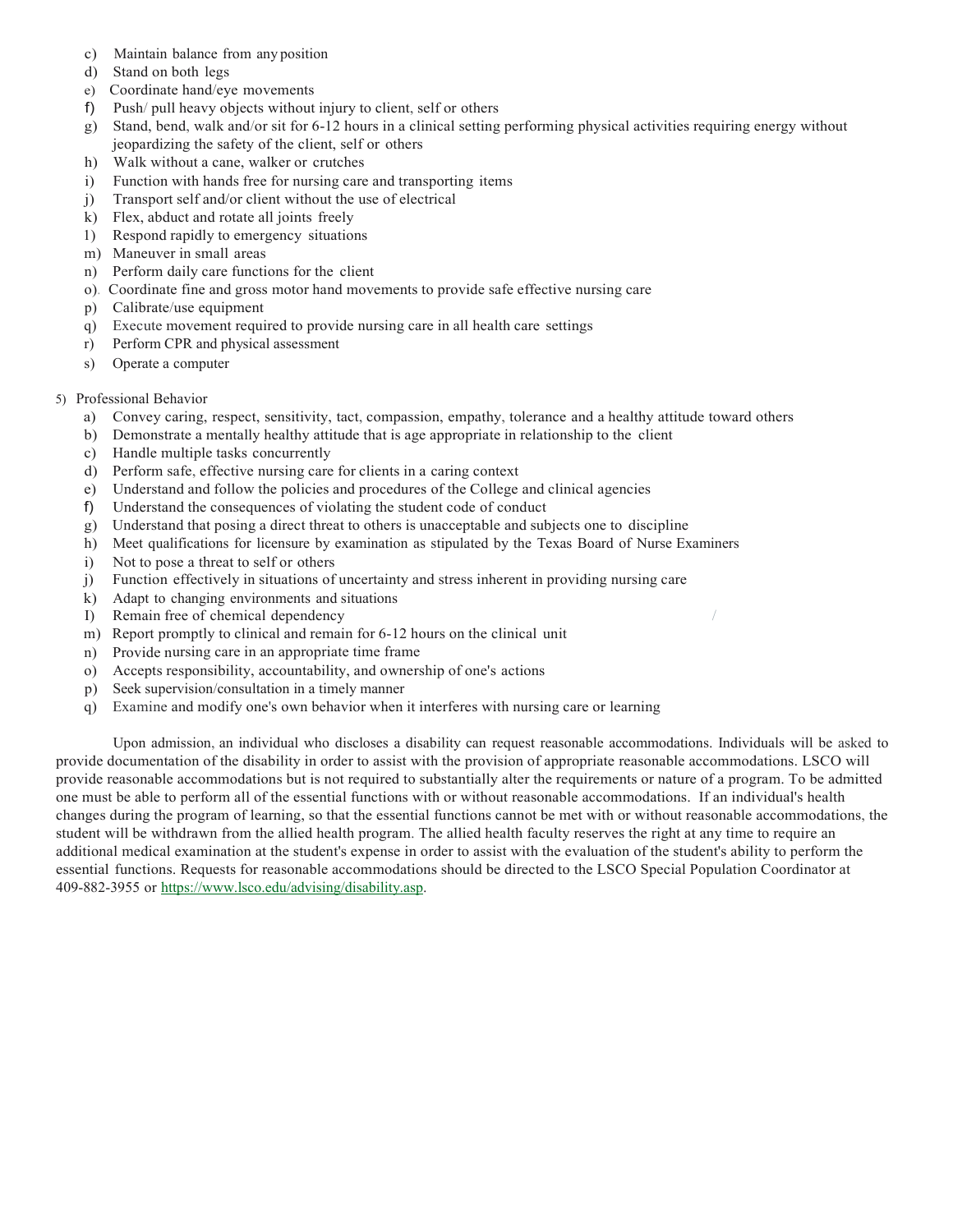c) Maintain balance from any position
d) Stand on both legs
e) Coordinate hand/eye movements
f) Push/ pull heavy objects without injury to client, self or others
g) Stand, bend, walk and/or sit for 6-12 hours in a clinical setting performing physical activities requiring energy without jeopardizing the safety of the client, self or others
h) Walk without a cane, walker or crutches
i) Function with hands free for nursing care and transporting items
j) Transport self and/or client without the use of electrical
k) Flex, abduct and rotate all joints freely
l) Respond rapidly to emergency situations
m) Maneuver in small areas
n) Perform daily care functions for the client
o). Coordinate fine and gross motor hand movements to provide safe effective nursing care
p) Calibrate/use equipment
q) Execute movement required to provide nursing care in all health care settings
r) Perform CPR and physical assessment
s) Operate a computer

5) Professional Behavior

a) Convey caring, respect, sensitivity, tact, compassion, empathy, tolerance and a healthy attitude toward others
b) Demonstrate a mentally healthy attitude that is age appropriate in relationship to the client
c) Handle multiple tasks concurrently
d) Perform safe, effective nursing care for clients in a caring context
e) Understand and follow the policies and procedures of the College and clinical agencies
f) Understand the consequences of violating the student code of conduct
g) Understand that posing a direct threat to others is unacceptable and subjects one to discipline
h) Meet qualifications for licensure by examination as stipulated by the Texas Board of Nurse Examiners
i) Not to pose a threat to self or others
j) Function effectively in situations of uncertainty and stress inherent in providing nursing care
k) Adapt to changing environments and situations
l) Remain free of chemical dependency
m) Report promptly to clinical and remain for 6-12 hours on the clinical unit
n) Provide nursing care in an appropriate time frame
o) Accepts responsibility, accountability, and ownership of one's actions
p) Seek supervision/consultation in a timely manner
q) Examine and modify one's own behavior when it interferes with nursing care or learning

Upon admission, an individual who discloses a disability can request reasonable accommodations. Individuals will be asked to provide documentation of the disability in order to assist with the provision of appropriate reasonable accommodations. LSCO will provide reasonable accommodations but is not required to substantially alter the requirements or nature of a program. To be admitted one must be able to perform all of the essential functions with or without reasonable accommodations. If an individual's health changes during the program of learning, so that the essential functions cannot be met with or without reasonable accommodations, the student will be withdrawn from the allied health program. The allied health faculty reserves the right at any time to require an additional medical examination at the student's expense in order to assist with the evaluation of the student's ability to perform the essential functions. Requests for reasonable accommodations should be directed to the LSCO Special Population Coordinator at 409-882-3955 or https://www.lsco.edu/advising/disability.asp.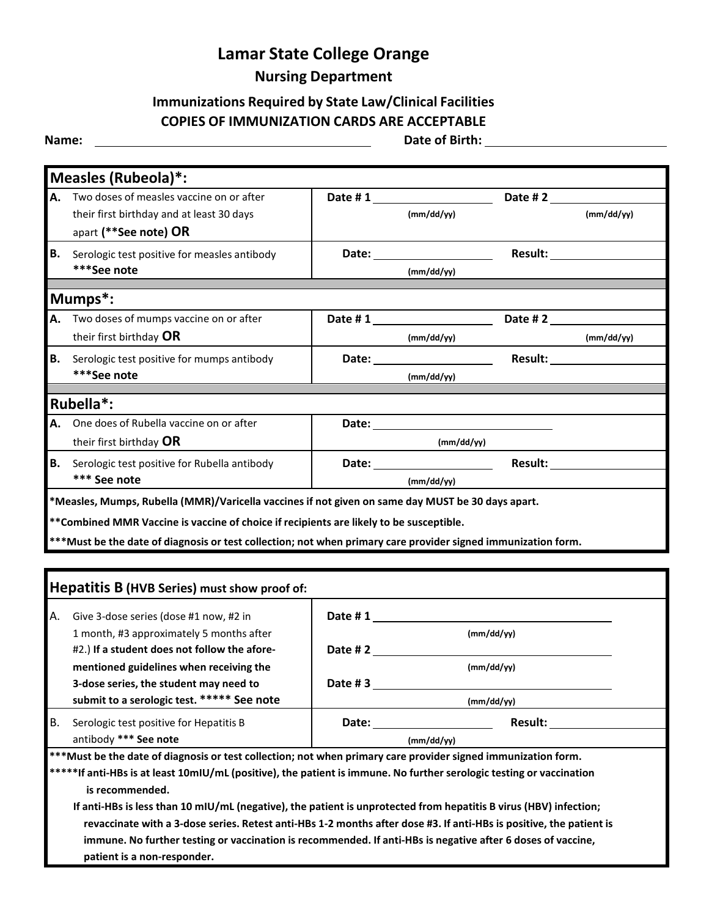# Lamar State College Orange

## Nursing Department

### Immunizations Required by State Law/Clinical Facilities

### COPIES OF IMMUNIZATION CARDS ARE ACCEPTABLE

**Name:** ______________________ **Date of Birth:** ______________________

| **Measles (Rubeola)*:** | | |
|---|---|---|
| **A.** Two doses of measles vaccine on or after their first birthday and at least 30 days apart (**See note) **OR** | **Date # 1** ____________ (mm/dd/yy) | **Date # 2** ____________ (mm/dd/yy) |
| **B.** Serologic test positive for measles antibody ***See note | **Date:** ____________ (mm/dd/yy) | **Result:** ____________ |

| **Mumps*:** | | |
|---|---|---|
| **A.** Two doses of mumps vaccine on or after their first birthday **OR** | **Date # 1** ____________ (mm/dd/yy) | **Date # 2** ____________ (mm/dd/yy) |
| **B.** Serologic test positive for mumps antibody ***See note | **Date:** ____________ (mm/dd/yy) | **Result:** ____________ |

| **Rubella*:** | | |
|---|---|---|
| **A.** One does of Rubella vaccine on or after their first birthday **OR** | **Date:** ____________ (mm/dd/yy) | |
| **B.** Serologic test positive for Rubella antibody *** See note | **Date:** ____________ (mm/dd/yy) | **Result:** ____________ |

**\*Measles, Mumps, Rubella (MMR)/Varicella vaccines if not given on same day MUST be 30 days apart.**

**\*\*Combined MMR Vaccine is vaccine of choice if recipients are likely to be susceptible.**

**\*\*\*Must be the date of diagnosis or test collection; not when primary care provider signed immunization form.**

| **Hepatitis B (HVB Series) must show proof of:** | | |
|---|---|---|
| A. Give 3-dose series (dose #1 now, #2 in 1 month, #3 approximately 5 months after #2.) **If a student does not follow the afore-mentioned guidelines when receiving the 3-dose series, the student may need to submit to a serologic test. \*\*\*\*\* See note** | **Date # 1** ____________ (mm/dd/yy)<br>**Date # 2** ____________ (mm/dd/yy)<br>**Date # 3** ____________ (mm/dd/yy) | |
| B. Serologic test positive for Hepatitis B antibody *** See note | **Date:** ____________ (mm/dd/yy) | **Result:** ____________ |

**\*\*\*Must be the date of diagnosis or test collection; not when primary care provider signed immunization form.**

**\*\*\*\*\*If anti-HBs is at least 10mIU/mL (positive), the patient is immune. No further serologic testing or vaccination is recommended.**

**If anti-HBs is less than 10 mIU/mL (negative), the patient is unprotected from hepatitis B virus (HBV) infection; revaccinate with a 3-dose series. Retest anti-HBs 1-2 months after dose #3. If anti-HBs is positive, the patient is immune. No further testing or vaccination is recommended. If anti-HBs is negative after 6 doses of vaccine, patient is a non-responder.**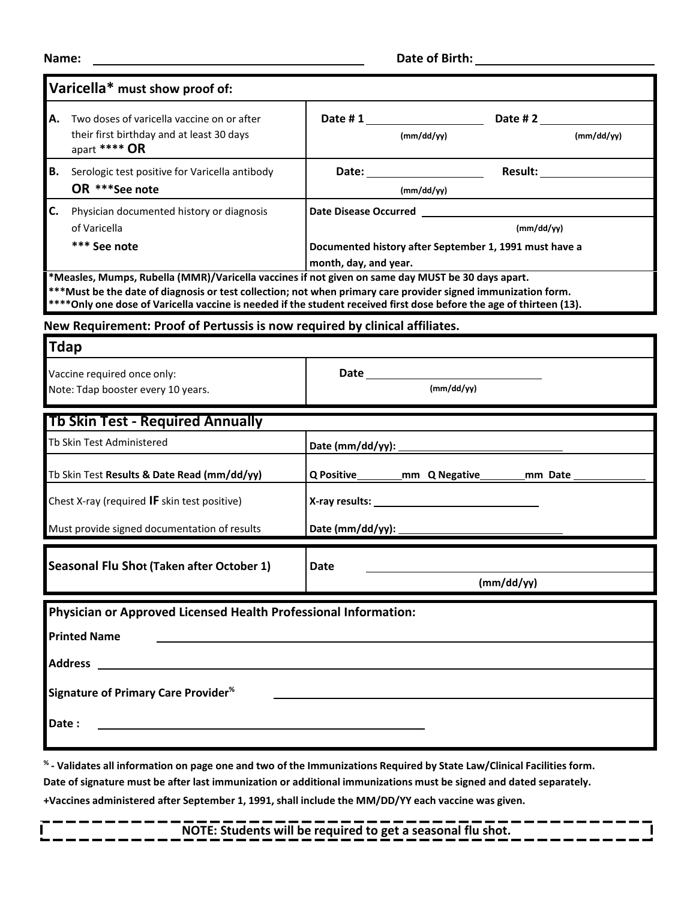**Name:** ____________________ **Date of Birth:** ____________________

| **Varicella* must show proof of:** | |
|---|---|
| **A.** Two doses of varicella vaccine on or after their first birthday and at least 30 days apart **** **OR** | **Date # 1** ____________ (mm/dd/yy) **Date # 2** ____________ (mm/dd/yy) |
| **B.** Serologic test positive for Varicella antibody **OR** *****See note** | **Date:** ____________ (mm/dd/yy) **Result:** ____________ |
| **C.** Physician documented history or diagnosis of Varicella ***** See note** | **Date Disease Occurred** ____________ (mm/dd/yy) **Documented history after September 1, 1991 must have a month, day, and year.** |

**\*Measles, Mumps, Rubella (MMR)/Varicella vaccines if not given on same day MUST be 30 days apart.**
**\*\*\*Must be the date of diagnosis or test collection; not when primary care provider signed immunization form.**
**\*\*\*\*Only one dose of Varicella vaccine is needed if the student received first dose before the age of thirteen (13).**

**New Requirement: Proof of Pertussis is now required by clinical affiliates.**

| **Tdap** | |
|---|---|
| Vaccine required once only: Note: Tdap booster every 10 years. | **Date** ____________ (mm/dd/yy) |

| **Tb Skin Test - Required Annually** | |
|---|---|
| Tb Skin Test Administered | **Date (mm/dd/yy):** ____________ |
| Tb Skin Test **Results & Date Read (mm/dd/yy)** | **Q Positive**______mm **Q Negative**______mm **Date** ________ |
| Chest X-ray (required **IF** skin test positive) | **X-ray results:** ____________ |
| Must provide signed documentation of results | **Date (mm/dd/yy):** ____________ |

| | |
|---|---|
| **Seasonal Flu Shot (Taken after October 1)** | **Date** ____________ (mm/dd/yy) |

**Physician or Approved Licensed Health Professional Information:**

**Printed Name** ____________________

**Address** ____________________

**Signature of Primary Care Provider**[%] ____________________

**Date :** ____________________

**[%] - Validates all information on page one and two of the Immunizations Required by State Law/Clinical Facilities form. Date of signature must be after last immunization or additional immunizations must be signed and dated separately.**

**+Vaccines administered after September 1, 1991, shall include the MM/DD/YY each vaccine was given.**

**NOTE: Students will be required to get a seasonal flu shot.**